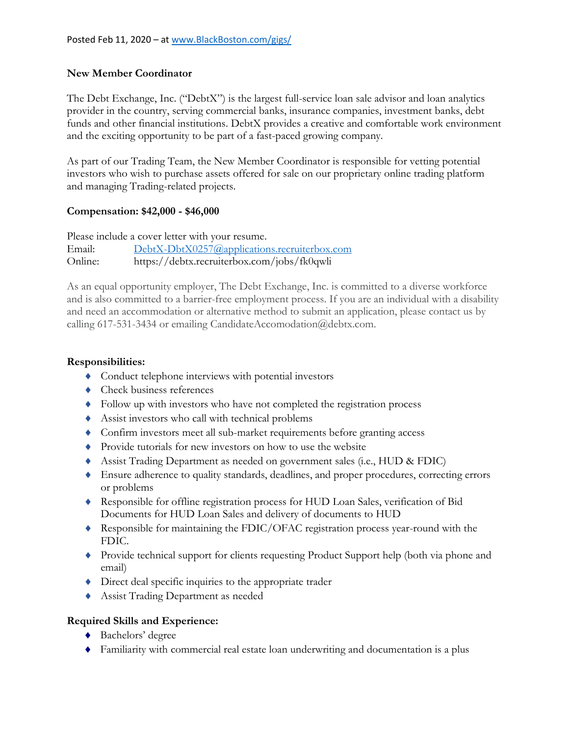Posted Feb 11, 2020 – at www.BlackBoston.com/gigs/

**New Member Coordinator**

The Debt Exchange, Inc. ("DebtX") is the largest full-service loan sale advisor and loan analytics provider in the country, serving commercial banks, insurance companies, investment banks, debt funds and other financial institutions. DebtX provides a creative and comfortable work environment and the exciting opportunity to be part of a fast-paced growing company.

As part of our Trading Team, the New Member Coordinator is responsible for vetting potential investors who wish to purchase assets offered for sale on our proprietary online trading platform and managing Trading-related projects.

**Compensation: $42,000 - $46,000**

Please include a cover letter with your resume.
Email: DebtX-DbtX0257@applications.recruiterbox.com
Online: https://debtx.recruiterbox.com/jobs/fk0qwli

As an equal opportunity employer, The Debt Exchange, Inc. is committed to a diverse workforce and is also committed to a barrier-free employment process. If you are an individual with a disability and need an accommodation or alternative method to submit an application, please contact us by calling 617-531-3434 or emailing CandidateAccomodation@debtx.com.

**Responsibilities:**

- Conduct telephone interviews with potential investors
- Check business references
- Follow up with investors who have not completed the registration process
- Assist investors who call with technical problems
- Confirm investors meet all sub-market requirements before granting access
- Provide tutorials for new investors on how to use the website
- Assist Trading Department as needed on government sales (i.e., HUD & FDIC)
- Ensure adherence to quality standards, deadlines, and proper procedures, correcting errors or problems
- Responsible for offline registration process for HUD Loan Sales, verification of Bid Documents for HUD Loan Sales and delivery of documents to HUD
- Responsible for maintaining the FDIC/OFAC registration process year-round with the FDIC.
- Provide technical support for clients requesting Product Support help (both via phone and email)
- Direct deal specific inquiries to the appropriate trader
- Assist Trading Department as needed

**Required Skills and Experience:**

- Bachelors' degree
- Familiarity with commercial real estate loan underwriting and documentation is a plus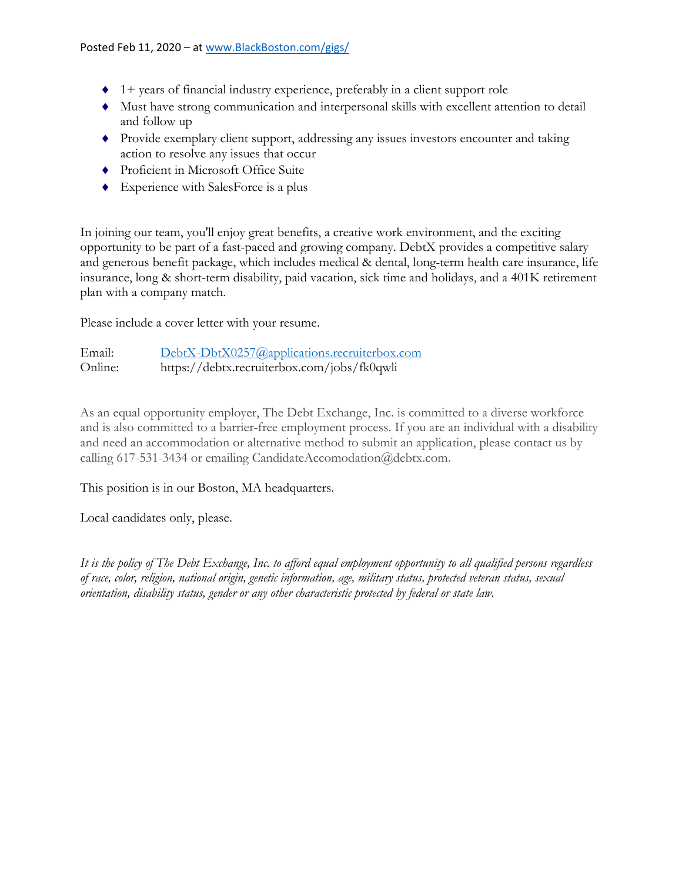Posted Feb 11, 2020 – at www.BlackBoston.com/gigs/

- 1+ years of financial industry experience, preferably in a client support role
- Must have strong communication and interpersonal skills with excellent attention to detail and follow up
- Provide exemplary client support, addressing any issues investors encounter and taking action to resolve any issues that occur
- Proficient in Microsoft Office Suite
- Experience with SalesForce is a plus

In joining our team, you'll enjoy great benefits, a creative work environment, and the exciting opportunity to be part of a fast-paced and growing company. DebtX provides a competitive salary and generous benefit package, which includes medical & dental, long-term health care insurance, life insurance, long & short-term disability, paid vacation, sick time and holidays, and a 401K retirement plan with a company match.

Please include a cover letter with your resume.

Email: DebtX-DbtX0257@applications.recruiterbox.com
Online: https://debtx.recruiterbox.com/jobs/fk0qwli

As an equal opportunity employer, The Debt Exchange, Inc. is committed to a diverse workforce and is also committed to a barrier-free employment process. If you are an individual with a disability and need an accommodation or alternative method to submit an application, please contact us by calling 617-531-3434 or emailing CandidateAccomodation@debtx.com.

This position is in our Boston, MA headquarters.

Local candidates only, please.

*It is the policy of The Debt Exchange, Inc. to afford equal employment opportunity to all qualified persons regardless of race, color, religion, national origin, genetic information, age, military status, protected veteran status, sexual orientation, disability status, gender or any other characteristic protected by federal or state law.*